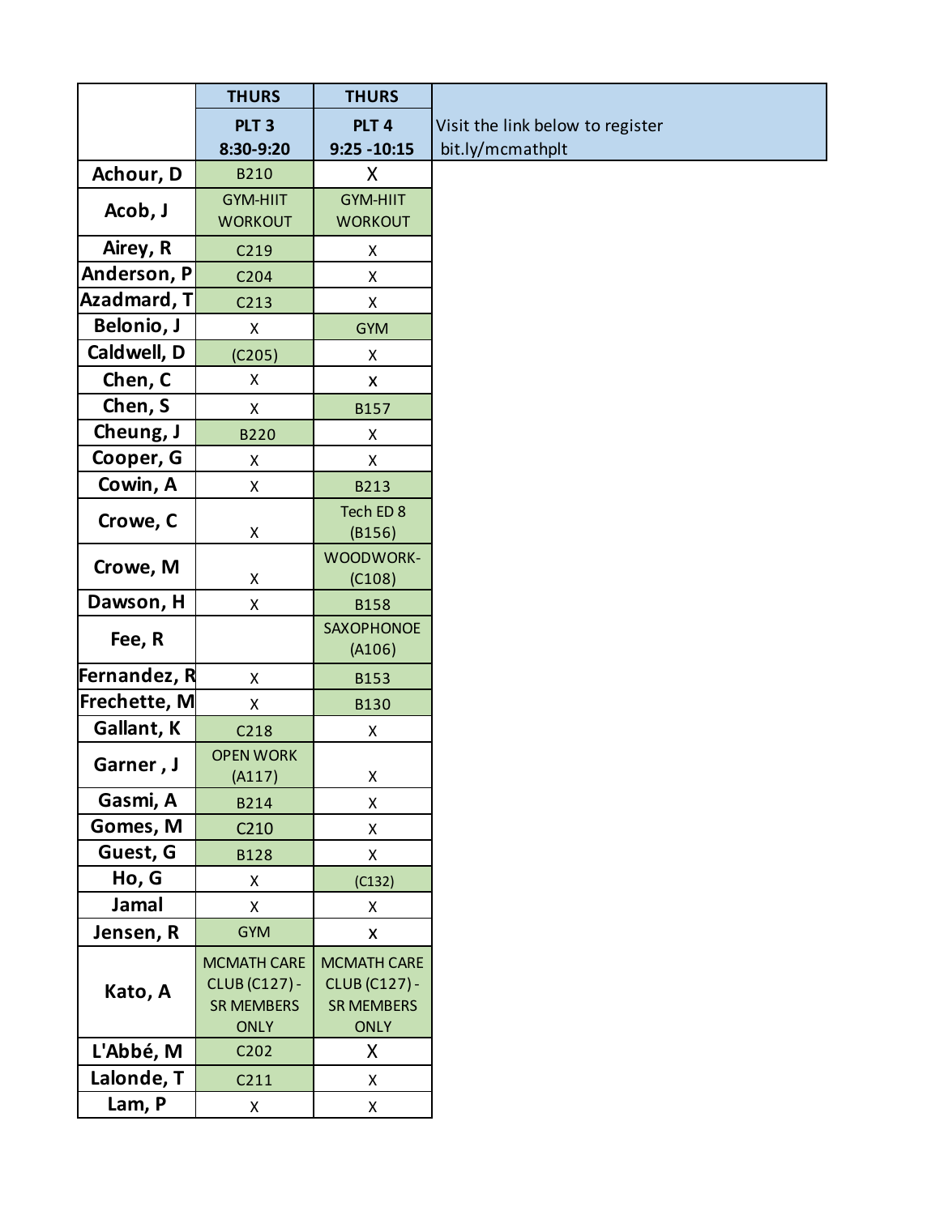|  | THURS PLT 3 8:30-9:20 | THURS PLT 4 9:25 -10:15 | Visit the link below to register bit.ly/mcmathplt |
|---|---|---|---|
| Achour, D | B210 | X | |
| Acob, J | GYM-HIIT WORKOUT | GYM-HIIT WORKOUT | |
| Airey, R | C219 | X | |
| Anderson, P | C204 | X | |
| Azadmard, T | C213 | X | |
| Belonio, J | X | GYM | |
| Caldwell, D | (C205) | X | |
| Chen, C | X | X | |
| Chen, S | X | B157 | |
| Cheung, J | B220 | X | |
| Cooper, G | X | X | |
| Cowin, A | X | B213 | |
| Crowe, C | X | Tech ED 8 (B156) | |
| Crowe, M | X | WOODWORK- (C108) | |
| Dawson, H | X | B158 | |
| Fee, R | | SAXOPHONOE (A106) | |
| Fernandez, R | X | B153 | |
| Frechette, M | X | B130 | |
| Gallant, K | C218 | X | |
| Garner , J | OPEN WORK (A117) | X | |
| Gasmi, A | B214 | X | |
| Gomes, M | C210 | X | |
| Guest, G | B128 | X | |
| Ho, G | X | (C132) | |
| Jamal | X | X | |
| Jensen, R | GYM | X | |
| Kato, A | MCMATH CARE CLUB (C127) - SR MEMBERS ONLY | MCMATH CARE CLUB (C127) - SR MEMBERS ONLY | |
| L'Abbé, M | C202 | X | |
| Lalonde, T | C211 | X | |
| Lam, P | X | X | |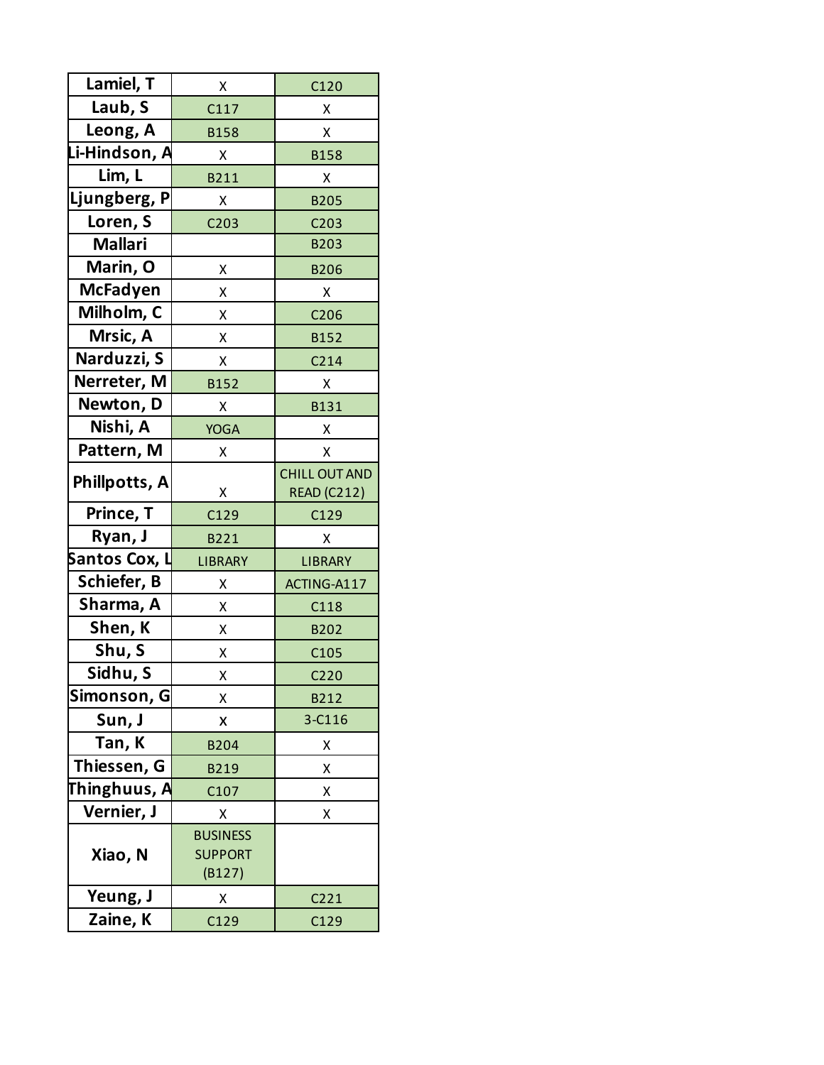| | | |
|---|---|---|
| **Lamiel, T** | X | C120 |
| **Laub, S** | C117 | X |
| **Leong, A** | B158 | X |
| **Li-Hindson, A** | X | B158 |
| **Lim, L** | B211 | X |
| **Ljungberg, P** | X | B205 |
| **Loren, S** | C203 | C203 |
| **Mallari** | | B203 |
| **Marin, O** | X | B206 |
| **McFadyen** | X | X |
| **Milholm, C** | X | C206 |
| **Mrsic, A** | X | B152 |
| **Narduzzi, S** | X | C214 |
| **Nerreter, M** | B152 | X |
| **Newton, D** | X | B131 |
| **Nishi, A** | YOGA | X |
| **Pattern, M** | X | X |
| **Phillpotts, A** | X | CHILL OUT AND READ (C212) |
| **Prince, T** | C129 | C129 |
| **Ryan, J** | B221 | X |
| **Santos Cox, L** | LIBRARY | LIBRARY |
| **Schiefer, B** | X | ACTING-A117 |
| **Sharma, A** | X | C118 |
| **Shen, K** | X | B202 |
| **Shu, S** | X | C105 |
| **Sidhu, S** | X | C220 |
| **Simonson, G** | X | B212 |
| **Sun, J** | X | 3-C116 |
| **Tan, K** | B204 | X |
| **Thiessen, G** | B219 | X |
| **Thinghuus, A** | C107 | X |
| **Vernier, J** | X | X |
| **Xiao, N** | BUSINESS SUPPORT (B127) | |
| **Yeung, J** | X | C221 |
| **Zaine, K** | C129 | C129 |